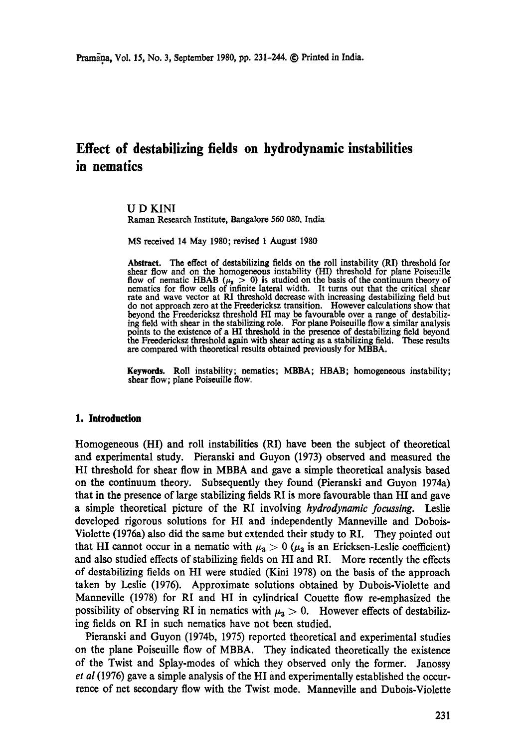# Effect of destabilizing fields on hydrodynamic instabilities in nematics

U D KINI

Raman Research Institute, Bangalore 560 080, India

MS received 14 May 1980; revised 1 August 1980

**Abstract.** The effect of destabilizing fields on the roll instability (RI) threshold for shear flow and on the homogeneous instability (HI) threshold for plane Poiseuille flow of nematic HBAB ($\mu_3 > 0$) is studied on the basis of the continuum theory of nematics for flow cells of infinite lateral width. It turns out that the critical shear rate and wave vector at RI threshold decrease with increasing destabilizing field but do not approach zero at the Freedericksz transition. However calculations show that beyond the Freedericksz threshold HI may be favourable over a range of destabilizing field with shear in the stabilizing role. For plane Poiseuille flow a similar analysis points to the existence of a HI threshold in the presence of destabilizing field beyond the Freedericksz threshold again with shear acting as a stabilizing field. These results are compared with theoretical results obtained previously for MBBA.

**Keywords.** Roll instability; nematics; MBBA; HBAB; homogeneous instability; shear flow; plane Poiseuille flow.

## 1. Introduction

Homogeneous (HI) and roll instabilities (RI) have been the subject of theoretical and experimental study. Pieranski and Guyon (1973) observed and measured the HI threshold for shear flow in MBBA and gave a simple theoretical analysis based on the continuum theory. Subsequently they found (Pieranski and Guyon 1974a) that in the presence of large stabilizing fields RI is more favourable than HI and gave a simple theoretical picture of the RI involving *hydrodynamic focussing*. Leslie developed rigorous solutions for HI and independently Manneville and Dubois-Violette (1976a) also did the same but extended their study to RI. They pointed out that HI cannot occur in a nematic with $\mu_3 > 0$ ($\mu_3$ is an Ericksen-Leslie coefficient) and also studied effects of stabilizing fields on HI and RI. More recently the effects of destabilizing fields on HI were studied (Kini 1978) on the basis of the approach taken by Leslie (1976). Approximate solutions obtained by Dubois-Violette and Manneville (1978) for RI and HI in cylindrical Couette flow re-emphasized the possibility of observing RI in nematics with $\mu_3 > 0$. However effects of destabilizing fields on RI in such nematics have not been studied.

Pieranski and Guyon (1974b, 1975) reported theoretical and experimental studies on the plane Poiseuille flow of MBBA. They indicated theoretically the existence of the Twist and Splay-modes of which they observed only the former. Janossy *et al* (1976) gave a simple analysis of the HI and experimentally established the occurrence of net secondary flow with the Twist mode. Manneville and Dubois-Violette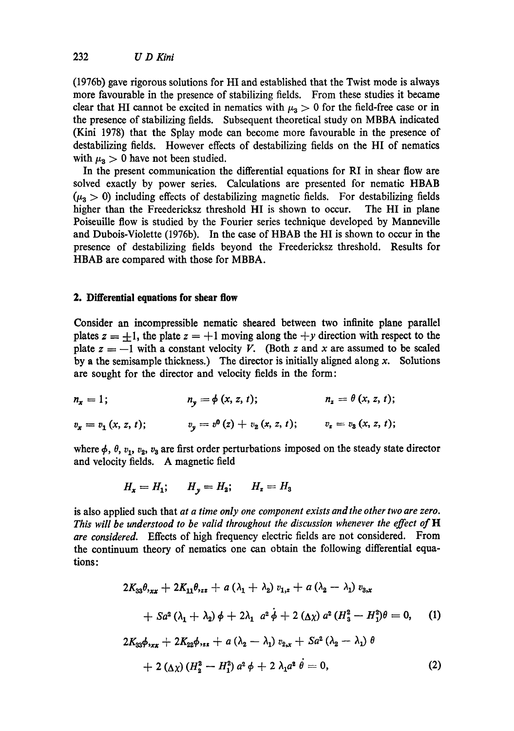(1976b) gave rigorous solutions for HI and established that the Twist mode is always more favourable in the presence of stabilizing fields. From these studies it became clear that HI cannot be excited in nematics with $\mu_3 > 0$ for the field-free case or in the presence of stabilizing fields. Subsequent theoretical study on MBBA indicated (Kini 1978) that the Splay mode can become more favourable in the presence of destabilizing fields. However effects of destabilizing fields on the HI of nematics with $\mu_3 > 0$ have not been studied.

In the present communication the differential equations for RI in shear flow are solved exactly by power series. Calculations are presented for nematic HBAB ($\mu_3 > 0$) including effects of destabilizing magnetic fields. For destabilizing fields higher than the Freedericksz threshold HI is shown to occur. The HI in plane Poiseuille flow is studied by the Fourier series technique developed by Manneville and Dubois-Violette (1976b). In the case of HBAB the HI is shown to occur in the presence of destabilizing fields beyond the Freedericksz threshold. Results for HBAB are compared with those for MBBA.

## 2. Differential equations for shear flow

Consider an incompressible nematic sheared between two infinite plane parallel plates $z = \pm 1$, the plate $z = +1$ moving along the $+y$ direction with respect to the plate $z = -1$ with a constant velocity $V$. (Both $z$ and $x$ are assumed to be scaled by a the semisample thickness.) The director is initially aligned along $x$. Solutions are sought for the director and velocity fields in the form:

$$n_x = 1; \qquad n_y = \phi\,(x, z, t); \qquad n_z = \theta\,(x, z, t);$$

$$v_x = v_1\,(x, z, t); \qquad v_y = v^0\,(z) + v_2\,(x, z, t); \qquad v_z = v_3\,(x, z, t);$$

where $\phi$, $\theta$, $v_1$, $v_2$, $v_3$ are first order perturbations imposed on the steady state director and velocity fields. A magnetic field

$$H_x = H_1; \qquad H_y = H_2; \qquad H_z = H_3$$

is also applied such that *at a time only one component exists and the other two are zero. This will be understood to be valid throughout the discussion whenever the effect of* **H** *are considered.* Effects of high frequency electric fields are not considered. From the continuum theory of nematics one can obtain the following differential equations:

$$2K_{33}\theta_{,xx} + 2K_{11}\theta_{,zz} + a\,(\lambda_1 + \lambda_2)\,v_{1,z} + a\,(\lambda_2 - \lambda_1)\,v_{3,x}$$
$$+ Sa^2\,(\lambda_1 + \lambda_2)\,\phi + 2\lambda_1\,a^2\,\dot{\phi} + 2\,(\Delta\chi)\,a^2\,(H_3^2 - H_1^2)\theta = 0, \tag{1}$$

$$2K_{33}\phi_{,xx} + 2K_{22}\phi_{,zz} + a\,(\lambda_2 - \lambda_1)\,v_{2,x} + Sa^2\,(\lambda_2 - \lambda_1)\,\theta$$
$$+ 2\,(\Delta\chi)\,(H_2^2 - H_1^2)\,a^2\,\phi + 2\,\lambda_1 a^2\,\dot{\theta} = 0, \tag{2}$$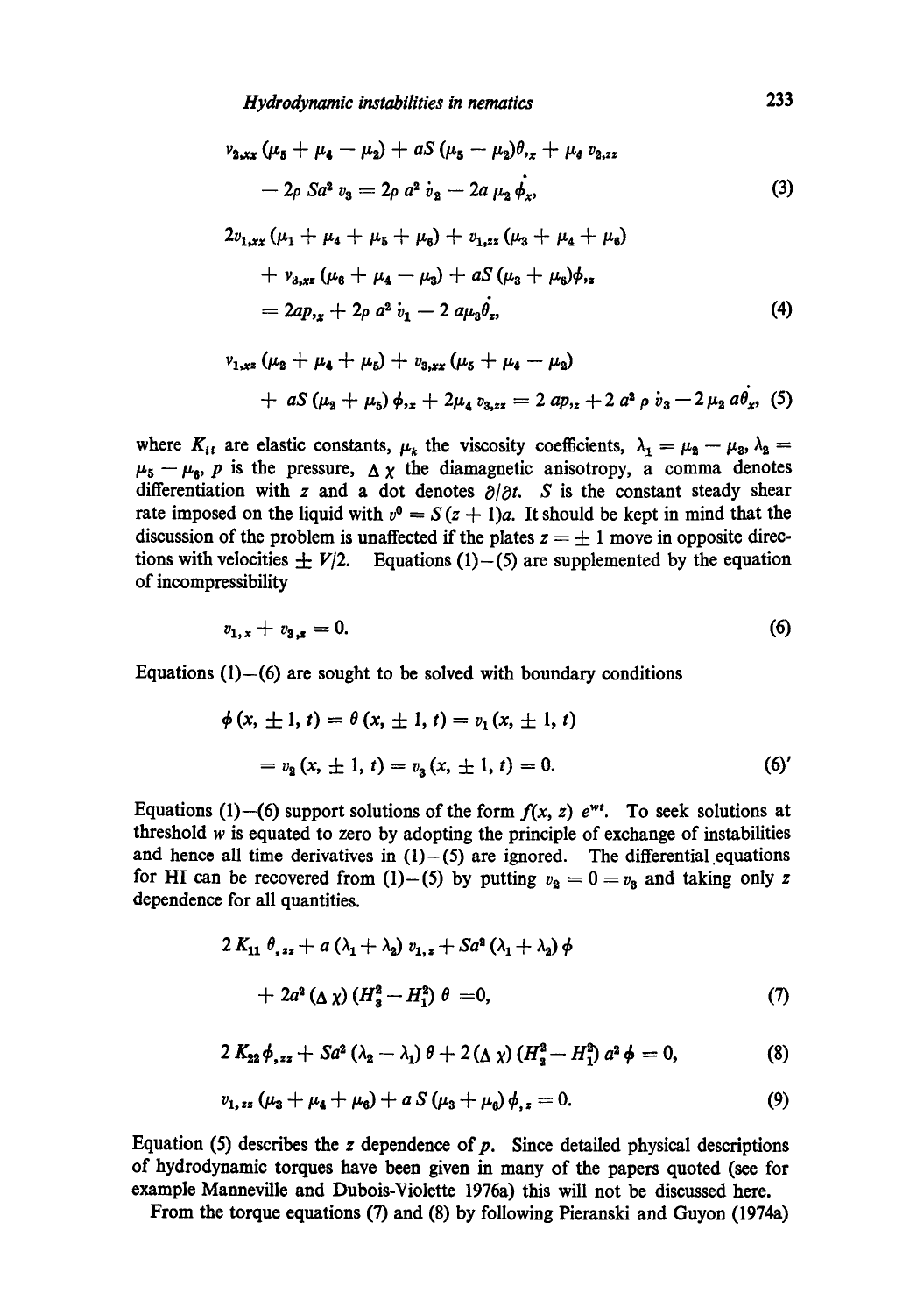$$v_{2,xx}(\mu_5 + \mu_4 - \mu_2) + aS(\mu_5 - \mu_2)\theta_{,x} + \mu_4 v_{2,zz}$$

$$- 2\rho\, Sa^2 v_3 = 2\rho\, a^2 \dot{v}_2 - 2a\, \mu_2 \dot{\phi}_x, \tag{3}$$

$$2v_{1,xx}(\mu_1 + \mu_4 + \mu_5 + \mu_6) + v_{1,zz}(\mu_3 + \mu_4 + \mu_6)$$

$$+ v_{3,xz}(\mu_6 + \mu_4 - \mu_3) + aS(\mu_3 + \mu_6)\phi_{,z}$$

$$= 2ap_{,x} + 2\rho\, a^2 \dot{v}_1 - 2\, a\mu_3 \dot{\theta}_z, \tag{4}$$

$$v_{1,xz}(\mu_2 + \mu_4 + \mu_5) + v_{3,xx}(\mu_5 + \mu_4 - \mu_2)$$

$$+ aS(\mu_2 + \mu_5)\phi_{,x} + 2\mu_4 v_{3,zz} = 2\, ap_{,z} + 2\, a^2 \rho\, \dot{v}_3 - 2\mu_2\, a\dot{\theta}_x, \tag{5}$$

where $K_{ii}$ are elastic constants, $\mu_k$ the viscosity coefficients, $\lambda_1 = \mu_2 - \mu_3$, $\lambda_2 = \mu_5 - \mu_6$, $p$ is the pressure, $\Delta\chi$ the diamagnetic anisotropy, a comma denotes differentiation with $z$ and a dot denotes $\partial/\partial t$. $S$ is the constant steady shear rate imposed on the liquid with $v^0 = S(z+1)a$. It should be kept in mind that the discussion of the problem is unaffected if the plates $z = \pm 1$ move in opposite directions with velocities $\pm V/2$. Equations (1)–(5) are supplemented by the equation of incompressibility

$$v_{1,x} + v_{3,z} = 0. \tag{6}$$

Equations (1)–(6) are sought to be solved with boundary conditions

$$\phi(x, \pm 1, t) = \theta(x, \pm 1, t) = v_1(x, \pm 1, t)$$

$$= v_2(x, \pm 1, t) = v_3(x, \pm 1, t) = 0. \tag{6$'$}$$

Equations (1)–(6) support solutions of the form $f(x, z)\, e^{wt}$. To seek solutions at threshold $w$ is equated to zero by adopting the principle of exchange of instabilities and hence all time derivatives in (1)–(5) are ignored. The differential equations for HI can be recovered from (1)–(5) by putting $v_2 = 0 = v_3$ and taking only $z$ dependence for all quantities.

$$2\, K_{11}\, \theta_{,zz} + a(\lambda_1 + \lambda_2)\, v_{1,z} + Sa^2(\lambda_1 + \lambda_2)\,\phi$$

$$+ 2a^2(\Delta\chi)(H_3^2 - H_1^2)\,\theta = 0, \tag{7}$$

$$2\, K_{22}\phi_{,zz} + Sa^2(\lambda_2 - \lambda_1)\,\theta + 2(\Delta\chi)(H_2^2 - H_1^2)\, a^2\phi = 0, \tag{8}$$

$$v_{1,zz}(\mu_3 + \mu_4 + \mu_6) + a\, S(\mu_3 + \mu_6)\,\phi_{,z} = 0. \tag{9}$$

Equation (5) describes the $z$ dependence of $p$. Since detailed physical descriptions of hydrodynamic torques have been given in many of the papers quoted (see for example Manneville and Dubois-Violette 1976a) this will not be discussed here.

From the torque equations (7) and (8) by following Pieranski and Guyon (1974a)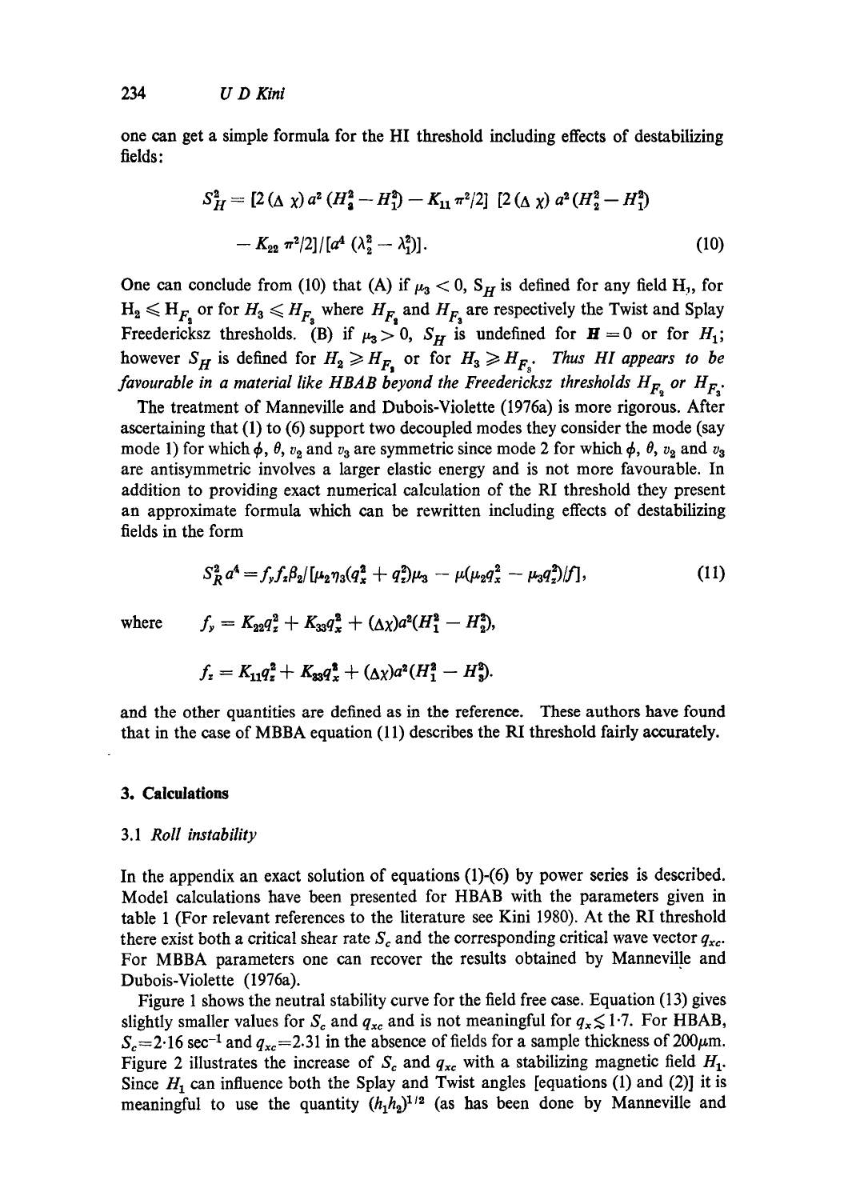one can get a simple formula for the HI threshold including effects of destabilizing fields:

$$S_H^2 = [2(\Delta\chi)a^2(H_3^2 - H_1^2) - K_{11}\pi^2/2]\ [2(\Delta\chi)a^2(H_2^2 - H_1^2) - K_{22}\pi^2/2]/[a^4(\lambda_2^2 - \lambda_1^2)]. \tag{10}$$

One can conclude from (10) that (A) if $\mu_3 < 0$, $S_H$ is defined for any field $H_1$, for $H_2 \leqslant H_{F_2}$ or for $H_3 \leqslant H_{F_3}$ where $H_{F_2}$ and $H_{F_3}$ are respectively the Twist and Splay Freedericksz thresholds. (B) if $\mu_3 > 0$, $S_H$ is undefined for $\boldsymbol{H} = 0$ or for $H_1$; however $S_H$ is defined for $H_2 \geqslant H_{F_2}$ or for $H_3 \geqslant H_{F_3}$. *Thus HI appears to be favourable in a material like HBAB beyond the Freedericksz thresholds $H_{F_2}$ or $H_{F_3}$.*

The treatment of Manneville and Dubois-Violette (1976a) is more rigorous. After ascertaining that (1) to (6) support two decoupled modes they consider the mode (say mode 1) for which $\phi$, $\theta$, $v_2$ and $v_3$ are symmetric since mode 2 for which $\phi$, $\theta$, $v_2$ and $v_3$ are antisymmetric involves a larger elastic energy and is not more favourable. In addition to providing exact numerical calculation of the RI threshold they present an approximate formula which can be rewritten including effects of destabilizing fields in the form

$$S_R^2 a^4 = f_y f_z \beta_2 / [\mu_2 \eta_3 (q_x^2 + q_z^2)\mu_3 - \mu(\mu_2 q_x^2 - \mu_3 q_z^2)/f], \tag{11}$$

where $f_y = K_{22}q_z^2 + K_{33}q_x^2 + (\Delta\chi)a^2(H_1^2 - H_2^2)$,

$f_z = K_{11}q_z^2 + K_{33}q_x^2 + (\Delta\chi)a^2(H_1^2 - H_3^2)$.

and the other quantities are defined as in the reference. These authors have found that in the case of MBBA equation (11) describes the RI threshold fairly accurately.

## 3. Calculations

### 3.1 *Roll instability*

In the appendix an exact solution of equations (1)-(6) by power series is described. Model calculations have been presented for HBAB with the parameters given in table 1 (For relevant references to the literature see Kini 1980). At the RI threshold there exist both a critical shear rate $S_c$ and the corresponding critical wave vector $q_{xc}$. For MBBA parameters one can recover the results obtained by Manneville and Dubois-Violette (1976a).

Figure 1 shows the neutral stability curve for the field free case. Equation (13) gives slightly smaller values for $S_c$ and $q_{xc}$ and is not meaningful for $q_x \lesssim 1{\cdot}7$. For HBAB, $S_c = 2{\cdot}16\ \text{sec}^{-1}$ and $q_{xc} = 2{\cdot}31$ in the absence of fields for a sample thickness of $200\mu$m. Figure 2 illustrates the increase of $S_c$ and $q_{xc}$ with a stabilizing magnetic field $H_1$. Since $H_1$ can influence both the Splay and Twist angles [equations (1) and (2)] it is meaningful to use the quantity $(h_1 h_2)^{1/2}$ (as has been done by Manneville and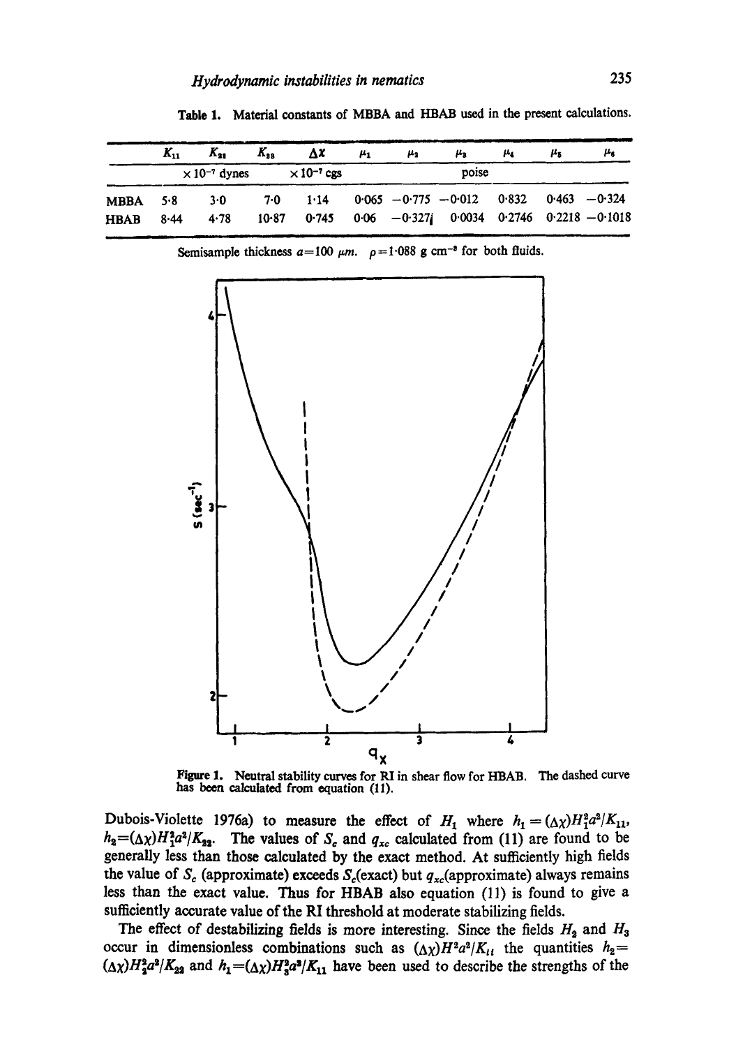Table 1. Material constants of MBBA and HBAB used in the present calculations.

| | $K_{11}$ | $K_{22}$ | $K_{33}$ | $\Delta\chi$ | $\mu_1$ | $\mu_2$ | $\mu_3$ | $\mu_4$ | $\mu_5$ | $\mu_6$ |
|---|---|---|---|---|---|---|---|---|---|---|
| | $\times 10^{-7}$ dynes | | | $\times 10^{-7}$ cgs | | | poise | | | |
| MBBA | 5·8 | 3·0 | 7·0 | 1·14 | 0·065 | −0·775 | −0·012 | 0·832 | 0·463 | −0·324 |
| HBAB | 8·44 | 4·78 | 10·87 | 0·745 | 0·06 | −0·327 | 0·0034 | 0·2746 | 0·2218 | −0·1018 |

Semisample thickness $a = 100\ \mu m$. $\rho = 1{\cdot}088$ g cm$^{-3}$ for both fluids.

S (sec$^{-1}$)

4

3

2

1

2

3

4

$q_x$

Figure 1. Neutral stability curves for RI in shear flow for HBAB. The dashed curve has been calculated from equation (11).

Dubois-Violette 1976a) to measure the effect of $H_1$ where $h_1 = (\Delta\chi)H_1^2a^2/K_{11}$, $h_2 = (\Delta\chi)H_1^2a^2/K_{22}$. The values of $S_c$ and $q_{xc}$ calculated from (11) are found to be generally less than those calculated by the exact method. At sufficiently high fields the value of $S_c$ (approximate) exceeds $S_c$(exact) but $q_{xc}$(approximate) always remains less than the exact value. Thus for HBAB also equation (11) is found to give a sufficiently accurate value of the RI threshold at moderate stabilizing fields.

The effect of destabilizing fields is more interesting. Since the fields $H_2$ and $H_3$ occur in dimensionless combinations such as $(\Delta\chi)H^2a^2/K_{ii}$ the quantities $h_2 = (\Delta\chi)H_2^2a^2/K_{22}$ and $h_1 = (\Delta\chi)H_3^2a^2/K_{11}$ have been used to describe the strengths of the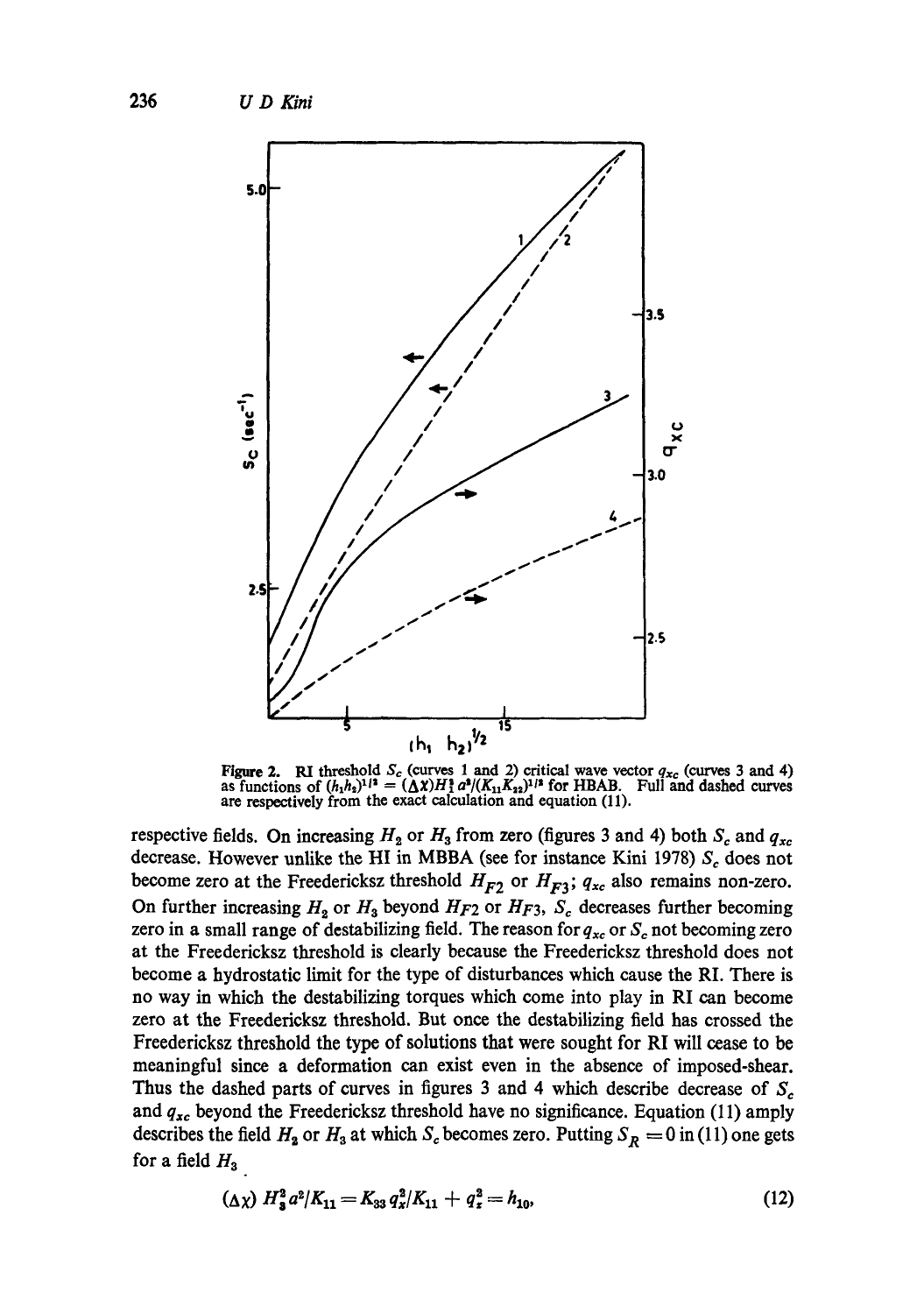5.0

3.5

3.0

2.5

2.5

1

2

3

4

$S_c$ (sec$^{-1}$)

$q_{xc}$

5

15

$(h_1\ h_2)^{1/2}$

**Figure 2.** RI threshold $S_c$ (curves 1 and 2) critical wave vector $q_{xc}$ (curves 3 and 4) as functions of $(h_1h_2)^{1/2} = (\Delta\chi)H_1^2 a^2/(K_{11}K_{22})^{1/2}$ for HBAB. Full and dashed curves are respectively from the exact calculation and equation (11).

respective fields. On increasing $H_2$ or $H_3$ from zero (figures 3 and 4) both $S_c$ and $q_{xc}$ decrease. However unlike the HI in MBBA (see for instance Kini 1978) $S_c$ does not become zero at the Freedericksz threshold $H_{F2}$ or $H_{F3}$; $q_{xc}$ also remains non-zero. On further increasing $H_2$ or $H_3$ beyond $H_{F2}$ or $H_{F3}$, $S_c$ decreases further becoming zero in a small range of destabilizing field. The reason for $q_{xc}$ or $S_c$ not becoming zero at the Freedericksz threshold is clearly because the Freedericksz threshold does not become a hydrostatic limit for the type of disturbances which cause the RI. There is no way in which the destabilizing torques which come into play in RI can become zero at the Freedericksz threshold. But once the destabilizing field has crossed the Freedericksz threshold the type of solutions that were sought for RI will cease to be meaningful since a deformation can exist even in the absence of imposed-shear. Thus the dashed parts of curves in figures 3 and 4 which describe decrease of $S_c$ and $q_{xc}$ beyond the Freedericksz threshold have no significance. Equation (11) amply describes the field $H_2$ or $H_3$ at which $S_c$ becomes zero. Putting $S_R = 0$ in (11) one gets for a field $H_3$

$$(\Delta\chi)\ H_3^2 a^2/K_{11} = K_{33}\, q_x^2/K_{11} + q_z^2 = h_{10}, \tag{12}$$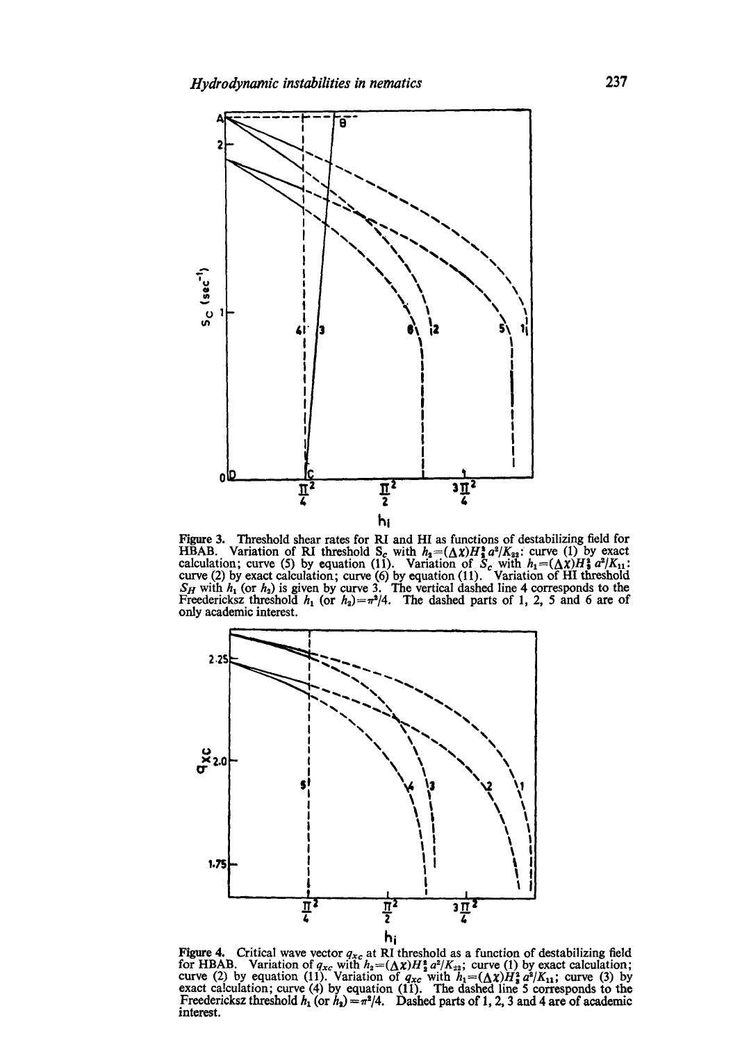A

B

2

$S_c$ (sec$^{-1}$)

1

4

3

6

2

5

1

0 D

C

$\frac{\pi^2}{4}$

$\frac{\pi^2}{2}$

$\frac{3\pi^2}{4}$

$h_i$

**Figure 3.** Threshold shear rates for RI and HI as functions of destabilizing field for HBAB. Variation of RI threshold $S_c$ with $h_2=(\Delta\chi)H_3^2 a^2/K_{22}$: curve (1) by exact calculation; curve (5) by equation (11). Variation of $S_c$ with $h_1=(\Delta\chi)H_3^2 a^2/K_{11}$: curve (2) by exact calculation; curve (6) by equation (11). Variation of HI threshold $S_H$ with $h_1$ (or $h_2$) is given by curve 3. The vertical dashed line 4 corresponds to the Freedericksz threshold $h_1$ (or $h_2$)$=\pi^2/4$. The dashed parts of 1, 2, 5 and 6 are of only academic interest.

2.25

$q_{xc}$

2.0

5

4

3

2

1

1.75

$\frac{\pi^2}{4}$

$\frac{\pi^2}{2}$

$\frac{3\pi^2}{4}$

$h_i$

**Figure 4.** Critical wave vector $q_{xc}$ at RI threshold as a function of destabilizing field for HBAB. Variation of $q_{xc}$ with $h_2=(\Delta\chi)H_3^2 a^2/K_{22}$; curve (1) by exact calculation; curve (2) by equation (11). Variation of $q_{xc}$ with $h_1=(\Delta\chi)H_3^2 a^2/K_{11}$; curve (3) by exact calculation; curve (4) by equation (11). The dashed line 5 corresponds to the Freedericksz threshold $h_1$ (or $h_2$)$=\pi^2/4$. Dashed parts of 1, 2, 3 and 4 are of academic interest.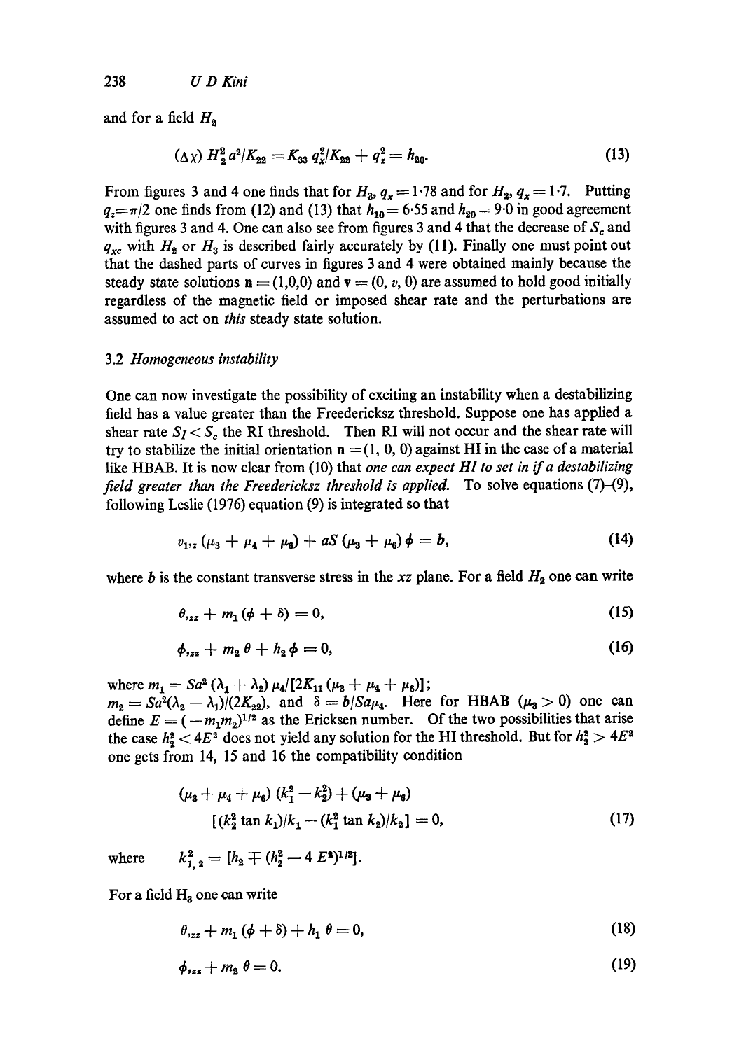and for a field $H_2$

$$(\Delta\chi)\, H_2^2 a^2/K_{22} = K_{33}\, q_x^2/K_{22} + q_z^2 = h_{20}. \tag{13}$$

From figures 3 and 4 one finds that for $H_3$, $q_x = 1{\cdot}78$ and for $H_2$, $q_x = 1{\cdot}7$. Putting $q_z = \pi/2$ one finds from (12) and (13) that $h_{10} = 6{\cdot}55$ and $h_{20} = 9{\cdot}0$ in good agreement with figures 3 and 4. One can also see from figures 3 and 4 that the decrease of $S_c$ and $q_{xc}$ with $H_2$ or $H_3$ is described fairly accurately by (11). Finally one must point out that the dashed parts of curves in figures 3 and 4 were obtained mainly because the steady state solutions $\mathbf{n} = (1,0,0)$ and $\mathbf{v} = (0, v, 0)$ are assumed to hold good initially regardless of the magnetic field or imposed shear rate and the perturbations are assumed to act on *this* steady state solution.

### 3.2 *Homogeneous instability*

One can now investigate the possibility of exciting an instability when a destabilizing field has a value greater than the Freedericksz threshold. Suppose one has applied a shear rate $S_I < S_c$ the RI threshold. Then RI will not occur and the shear rate will try to stabilize the initial orientation $\mathbf{n} = (1, 0, 0)$ against HI in the case of a material like HBAB. It is now clear from (10) that *one can expect HI to set in if a destabilizing field greater than the Freedericksz threshold is applied.* To solve equations (7)–(9), following Leslie (1976) equation (9) is integrated so that

$$v_{1,z}\,(\mu_3 + \mu_4 + \mu_6) + aS\,(\mu_3 + \mu_6)\,\phi = b, \tag{14}$$

where $b$ is the constant transverse stress in the $xz$ plane. For a field $H_2$ one can write

$$\theta_{,zz} + m_1\,(\phi + \delta) = 0, \tag{15}$$

$$\phi_{,zz} + m_2\,\theta + h_2\,\phi = 0, \tag{16}$$

where $m_1 = Sa^2\,(\lambda_1 + \lambda_2)\,\mu_4/[2K_{11}\,(\mu_3 + \mu_4 + \mu_6)]$;
$m_2 = Sa^2(\lambda_2 - \lambda_1)/(2K_{22})$, and $\delta = b/Sa\mu_4$. Here for HBAB ($\mu_3 > 0$) one can define $E = (-m_1 m_2)^{1/2}$ as the Ericksen number. Of the two possibilities that arise the case $h_2^2 < 4E^2$ does not yield any solution for the HI threshold. But for $h_2^2 > 4E^2$ one gets from 14, 15 and 16 the compatibility condition

$$(\mu_3 + \mu_4 + \mu_6)\,(k_1^2 - k_2^2) + (\mu_3 + \mu_6)\,[(k_2^2 \tan k_1)/k_1 - (k_1^2 \tan k_2)/k_2] = 0, \tag{17}$$

where $\quad k_{1,2}^2 = [h_2 \mp (h_2^2 - 4\,E^2)^{1/2}]$.

For a field $H_3$ one can write

$$\theta_{,zz} + m_1\,(\phi + \delta) + h_1\,\theta = 0, \tag{18}$$

$$\phi_{,zz} + m_2\,\theta = 0. \tag{19}$$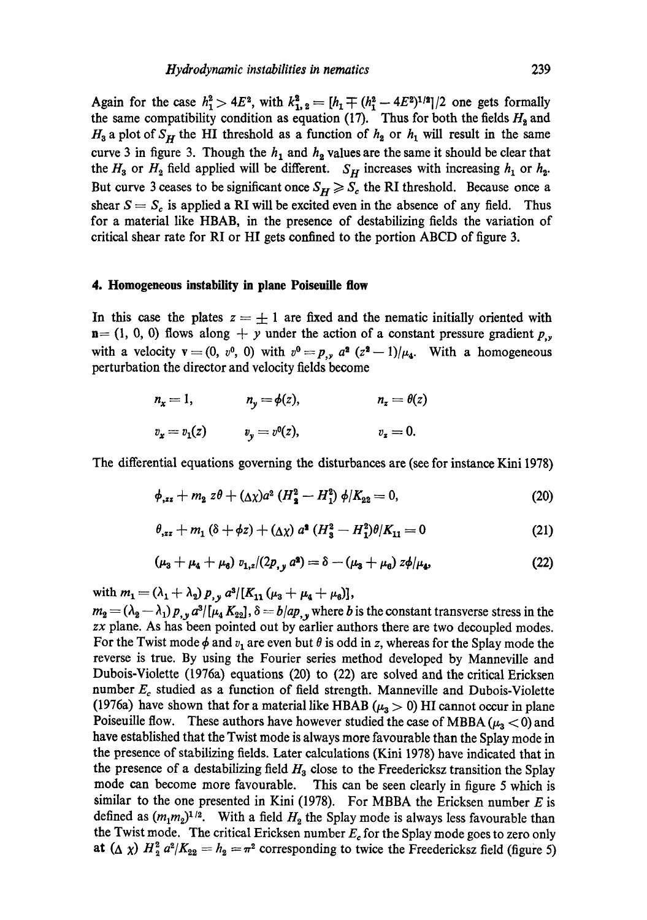Again for the case $h_1^2 > 4E^2$, with $k_{1,2}^2 = [h_1 \mp (h_1^2 - 4E^2)^{1/2}]/2$ one gets formally the same compatibility condition as equation (17). Thus for both the fields $H_2$ and $H_3$ a plot of $S_H$ the HI threshold as a function of $h_2$ or $h_1$ will result in the same curve 3 in figure 3. Though the $h_1$ and $h_2$ values are the same it should be clear that the $H_3$ or $H_2$ field applied will be different. $S_H$ increases with increasing $h_1$ or $h_2$. But curve 3 ceases to be significant once $S_H \geqslant S_c$ the RI threshold. Because once a shear $S = S_c$ is applied a RI will be excited even in the absence of any field. Thus for a material like HBAB, in the presence of destabilizing fields the variation of critical shear rate for RI or HI gets confined to the portion ABCD of figure 3.

## 4. Homogeneous instability in plane Poiseuille flow

In this case the plates $z = \pm 1$ are fixed and the nematic initially oriented with $\mathbf{n} = (1, 0, 0)$ flows along $+ y$ under the action of a constant pressure gradient $p_{,y}$ with a velocity $\mathbf{v} = (0, v^0, 0)$ with $v^0 = p_{,y}\, a^2 (z^2 - 1)/\mu_4$. With a homogeneous perturbation the director and velocity fields become

$$n_x = 1, \qquad n_y = \phi(z), \qquad n_z = \theta(z)$$

$$v_x = v_1(z) \qquad v_y = v^0(z), \qquad v_z = 0.$$

The differential equations governing the disturbances are (see for instance Kini 1978)

$$\phi_{,zz} + m_2\, z\theta + (\Delta\chi) a^2 (H_2^2 - H_1^2)\, \phi/K_{22} = 0, \tag{20}$$

$$\theta_{,zz} + m_1 (\delta + \phi z) + (\Delta\chi)\, a^2 (H_3^2 - H_1^2)\theta/K_{11} = 0 \tag{21}$$

$$(\mu_3 + \mu_4 + \mu_6)\, v_{1,z}/(2p_{,y}\, a^3) = \delta - (\mu_3 + \mu_6)\, z\phi/\mu_4, \tag{22}$$

with $m_1 = (\lambda_1 + \lambda_2)\, p_{,y}\, a^3/[K_{11}(\mu_3 + \mu_4 + \mu_6)]$,
$m_2 = (\lambda_2 - \lambda_1)\, p_{,y}\, a^3/[\mu_4 K_{22}]$, $\delta = b/ap_{,y}$ where $b$ is the constant transverse stress in the $zx$ plane. As has been pointed out by earlier authors there are two decoupled modes. For the Twist mode $\phi$ and $v_1$ are even but $\theta$ is odd in $z$, whereas for the Splay mode the reverse is true. By using the Fourier series method developed by Manneville and Dubois-Violette (1976a) equations (20) to (22) are solved and the critical Ericksen number $E_c$ studied as a function of field strength. Manneville and Dubois-Violette (1976a) have shown that for a material like HBAB ($\mu_3 > 0$) HI cannot occur in plane Poiseuille flow. These authors have however studied the case of MBBA ($\mu_3 < 0$) and have established that the Twist mode is always more favourable than the Splay mode in the presence of stabilizing fields. Later calculations (Kini 1978) have indicated that in the presence of a destabilizing field $H_3$ close to the Freedericksz transition the Splay mode can become more favourable. This can be seen clearly in figure 5 which is similar to the one presented in Kini (1978). For MBBA the Ericksen number $E$ is defined as $(m_1 m_2)^{1/2}$. With a field $H_2$ the Splay mode is always less favourable than the Twist mode. The critical Ericksen number $E_c$ for the Splay mode goes to zero only at $(\Delta\chi)\, H_2^2\, a^2/K_{22} = h_2 = \pi^2$ corresponding to twice the Freedericksz field (figure 5)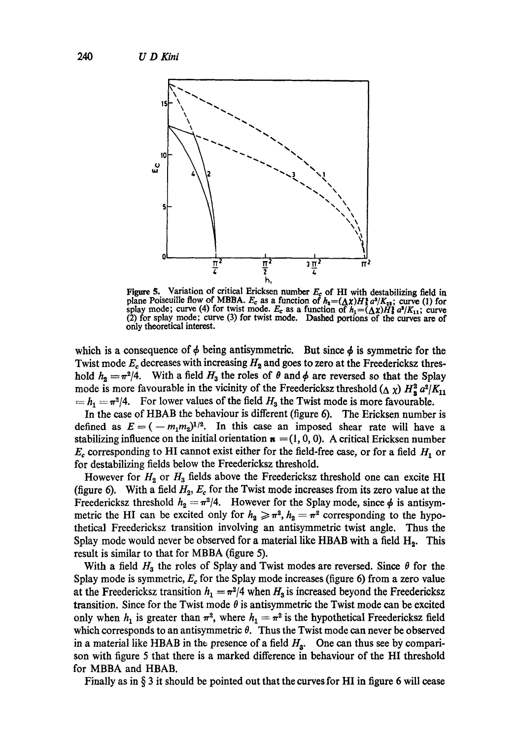15

10

$E_c$

5

0

4

2

3

1

$\frac{\pi^2}{4}$ $\frac{\pi^2}{2}$ $\frac{3\pi^2}{4}$ $\pi^2$

$h_1$

**Figure 5.** Variation of critical Ericksen number $E_c$ of HI with destabilizing field in plane Poiseuille flow of MBBA. $E_c$ as a function of $h_2=(\Delta\chi)H_2^2 a^2/K_{22}$; curve (1) for splay mode; curve (4) for twist mode. $E_c$ as a function of $h_1=(\Delta\chi)H_3^2 a^2/K_{11}$; curve (2) for splay mode; curve (3) for twist mode. Dashed portions of the curves are of only theoretical interest.

which is a consequence of $\phi$ being antisymmetric. But since $\phi$ is symmetric for the Twist mode $E_c$ decreases with increasing $H_2$ and goes to zero at the Freedericksz threshold $h_2 = \pi^2/4$. With a field $H_3$ the roles of $\theta$ and $\phi$ are reversed so that the Splay mode is more favourable in the vicinity of the Freedericksz threshold $(\Delta\chi)\, H_3^2\, a^2/K_{11} = h_1 = \pi^2/4$. For lower values of the field $H_3$ the Twist mode is more favourable.

In the case of HBAB the behaviour is different (figure 6). The Ericksen number is defined as $E = (-m_1 m_2)^{1/2}$. In this case an imposed shear rate will have a stabilizing influence on the initial orientation $\mathbf{n} = (1, 0, 0)$. A critical Ericksen number $E_c$ corresponding to HI cannot exist either for the field-free case, or for a field $H_1$ or for destabilizing fields below the Freedericksz threshold.

However for $H_2$ or $H_3$ fields above the Freedericksz threshold one can excite HI (figure 6). With a field $H_2$, $E_c$ for the Twist mode increases from its zero value at the Freedericksz threshold $h_2 = \pi^2/4$. However for the Splay mode, since $\phi$ is antisymmetric the HI can be excited only for $h_2 \geqslant \pi^2$, $h_2 = \pi^2$ corresponding to the hypothetical Freedericksz transition involving an antisymmetric twist angle. Thus the Splay mode would never be observed for a material like HBAB with a field $H_2$. This result is similar to that for MBBA (figure 5).

With a field $H_3$ the roles of Splay and Twist modes are reversed. Since $\theta$ for the Splay mode is symmetric, $E_c$ for the Splay mode increases (figure 6) from a zero value at the Freedericksz transition $h_1 = \pi^2/4$ when $H_3$ is increased beyond the Freedericksz transition. Since for the Twist mode $\theta$ is antisymmetric the Twist mode can be excited only when $h_1$ is greater than $\pi^2$, where $h_1 = \pi^2$ is the hypothetical Freedericksz field which corresponds to an antisymmetric $\theta$. Thus the Twist mode can never be observed in a material like HBAB in the presence of a field $H_3$. One can thus see by comparison with figure 5 that there is a marked difference in behaviour of the HI threshold for MBBA and HBAB.

Finally as in § 3 it should be pointed out that the curves for HI in figure 6 will cease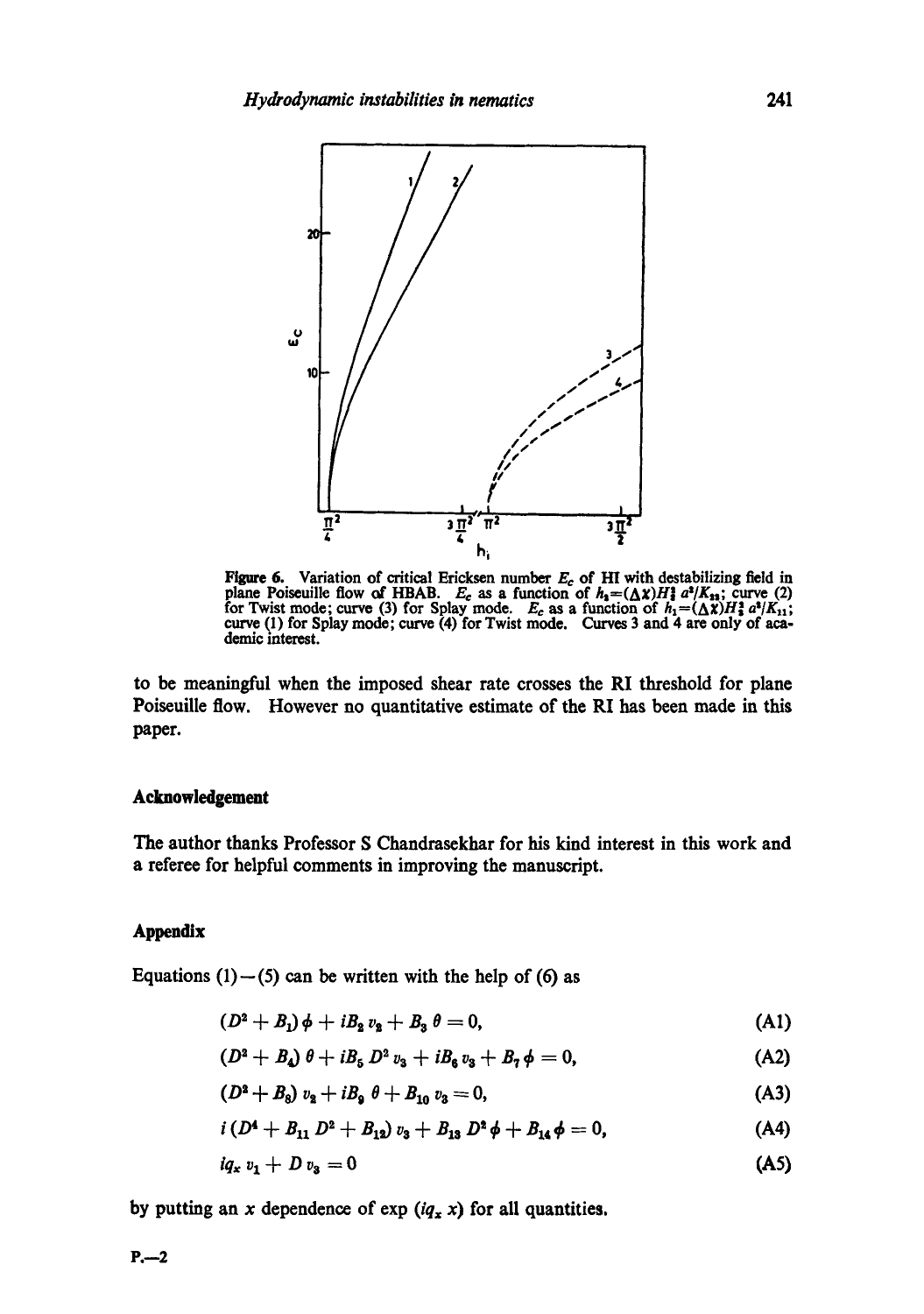20

10

$E_c$

1

2

3

4

$\frac{\pi^2}{4}$

$\frac{3\pi^2}{4}$ $\pi^2$

$\frac{3\pi^2}{2}$

$h_i$

**Figure 6.** Variation of critical Ericksen number $E_c$ of HI with destabilizing field in plane Poiseuille flow of HBAB. $E_c$ as a function of $h_2=(\Delta\chi)H_2^2\, a^2/K_{22}$; curve (2) for Twist mode; curve (3) for Splay mode. $E_c$ as a function of $h_1=(\Delta\chi)H_2^2\, a^2/K_{11}$; curve (1) for Splay mode; curve (4) for Twist mode. Curves 3 and 4 are only of academic interest.

to be meaningful when the imposed shear rate crosses the RI threshold for plane Poiseuille flow. However no quantitative estimate of the RI has been made in this paper.

## Acknowledgement

The author thanks Professor S Chandrasekhar for his kind interest in this work and a referee for helpful comments in improving the manuscript.

## Appendix

Equations (1)—(5) can be written with the help of (6) as

$$(D^2 + B_1)\,\phi + iB_2\, v_2 + B_3\,\theta = 0, \tag{A1}$$

$$(D^2 + B_4)\,\theta + iB_5\, D^2 v_3 + iB_6\, v_3 + B_7\,\phi = 0, \tag{A2}$$

$$(D^2 + B_8)\, v_2 + iB_9\,\theta + B_{10}\, v_3 = 0, \tag{A3}$$

$$i\,(D^4 + B_{11}\, D^2 + B_{12})\, v_3 + B_{13}\, D^2\phi + B_{14}\,\phi = 0, \tag{A4}$$

$$iq_x\, v_1 + D\, v_3 = 0 \tag{A5}$$

by putting an $x$ dependence of $\exp\,(iq_x\, x)$ for all quantities.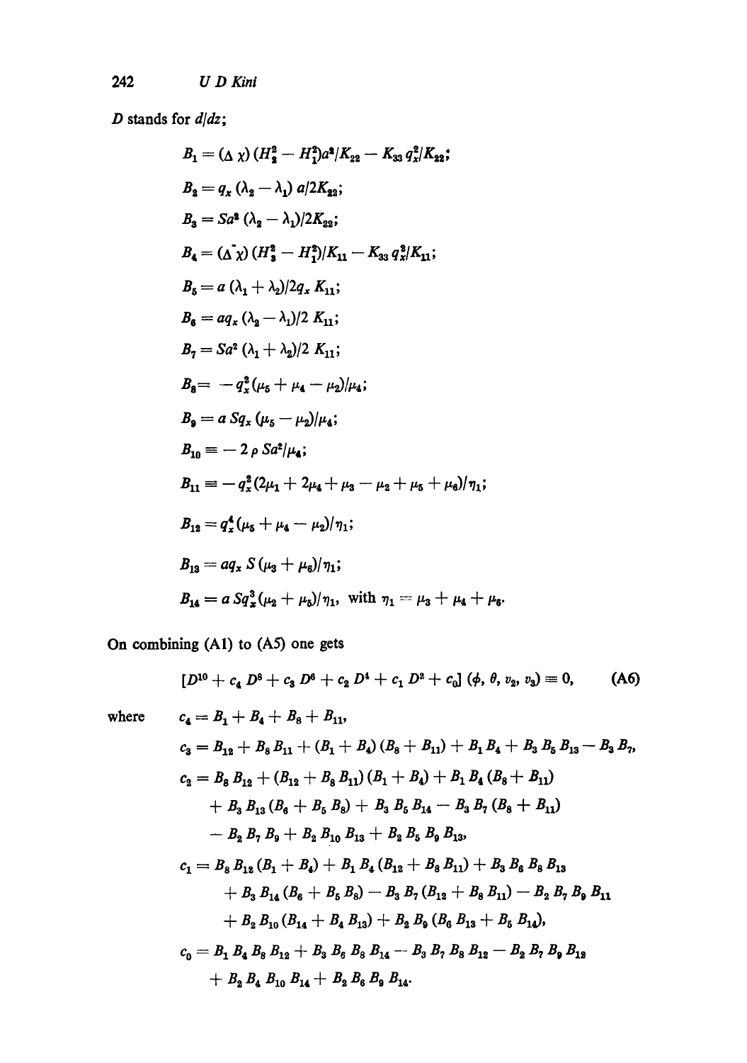$D$ stands for $d/dz$;

$$B_1 = (\Delta \chi)(H_2^2 - H_1^2)a^2/K_{22} - K_{33}\, q_x^2/K_{22};$$

$$B_2 = q_x(\lambda_2 - \lambda_1)\, a/2K_{22};$$

$$B_3 = Sa^2(\lambda_2 - \lambda_1)/2K_{22};$$

$$B_4 = (\Delta \chi)(H_3^2 - H_1^2)/K_{11} - K_{33}\, q_x^2/K_{11};$$

$$B_5 = a(\lambda_1 + \lambda_2)/2q_x\, K_{11};$$

$$B_6 = aq_x(\lambda_2 - \lambda_1)/2\, K_{11};$$

$$B_7 = Sa^2(\lambda_1 + \lambda_2)/2\, K_{11};$$

$$B_8 = -q_x^2(\mu_5 + \mu_4 - \mu_2)/\mu_4;$$

$$B_9 = a\, Sq_x(\mu_5 - \mu_2)/\mu_4;$$

$$B_{10} \equiv -2\rho\, Sa^2/\mu_4;$$

$$B_{11} \equiv -q_x^2(2\mu_1 + 2\mu_4 + \mu_3 - \mu_2 + \mu_5 + \mu_6)/\eta_1;$$

$$B_{12} = q_x^4(\mu_5 + \mu_4 - \mu_2)/\eta_1;$$

$$B_{13} = aq_x\, S(\mu_3 + \mu_6)/\eta_1;$$

$$B_{14} = a\, Sq_x^3(\mu_2 + \mu_5)/\eta_1, \text{ with } \eta_1 = \mu_3 + \mu_4 + \mu_6.$$

On combining (A1) to (A5) one gets

$$[D^{10} + c_4 D^8 + c_3 D^6 + c_2 D^4 + c_1 D^2 + c_0](\phi, \theta, v_2, v_3) \equiv 0, \tag{A6}$$

where

$$c_4 = B_1 + B_4 + B_8 + B_{11},$$

$$c_3 = B_{12} + B_8 B_{11} + (B_1 + B_4)(B_8 + B_{11}) + B_1 B_4 + B_3 B_5 B_{13} - B_3 B_7,$$

$$\begin{aligned} c_2 = {} & B_8 B_{12} + (B_{12} + B_8 B_{11})(B_1 + B_4) + B_1 B_4 (B_8 + B_{11}) \\ & + B_3 B_{13}(B_6 + B_5 B_8) + B_3 B_5 B_{14} - B_3 B_7 (B_8 + B_{11}) \\ & - B_2 B_7 B_9 + B_2 B_{10} B_{13} + B_2 B_5 B_9 B_{13}, \end{aligned}$$

$$\begin{aligned} c_1 = {} & B_8 B_{12}(B_1 + B_4) + B_1 B_4 (B_{12} + B_8 B_{11}) + B_3 B_6 B_8 B_{13} \\ & + B_3 B_{14}(B_6 + B_5 B_8) - B_3 B_7 (B_{12} + B_8 B_{11}) - B_2 B_7 B_9 B_{11} \\ & + B_2 B_{10}(B_{14} + B_4 B_{13}) + B_2 B_9 (B_6 B_{13} + B_5 B_{14}), \end{aligned}$$

$$\begin{aligned} c_0 = {} & B_1 B_4 B_8 B_{12} + B_3 B_6 B_8 B_{14} - B_3 B_7 B_8 B_{12} - B_2 B_7 B_9 B_{12} \\ & + B_2 B_4 B_{10} B_{14} + B_2 B_6 B_9 B_{14}. \end{aligned}$$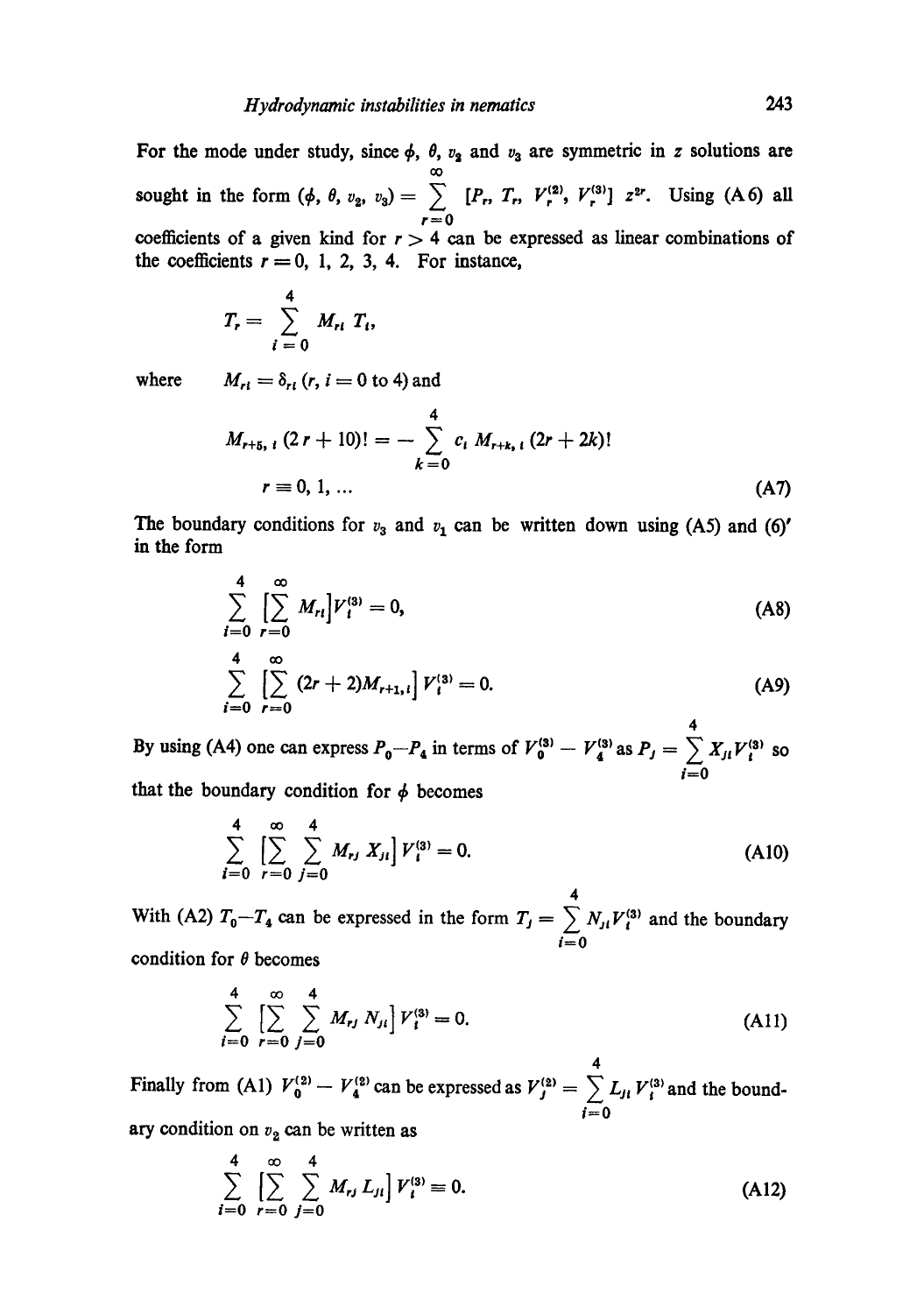For the mode under study, since $\phi$, $\theta$, $v_2$ and $v_3$ are symmetric in $z$ solutions are sought in the form $(\phi, \theta, v_2, v_3) = \sum_{r=0}^{\infty} [P_r, T_r, V_r^{(2)}, V_r^{(3)}] z^{2r}$. Using (A 6) all coefficients of a given kind for $r > 4$ can be expressed as linear combinations of the coefficients $r = 0, 1, 2, 3, 4$. For instance,

$$T_r = \sum_{i=0}^{4} M_{ri} T_i,$$

where $\quad M_{ri} = \delta_{ri}$ ($r, i = 0$ to 4) and

$$M_{r+5,\,i}\,(2r+10)! = -\sum_{k=0}^{4} c_i\, M_{r+k,\,i}\,(2r+2k)!$$

$$r = 0, 1, \ldots \tag{A7}$$

The boundary conditions for $v_3$ and $v_1$ can be written down using (A5) and (6)′ in the form

$$\sum_{i=0}^{4} \Big[\sum_{r=0}^{\infty} M_{ri}\Big] V_i^{(3)} = 0, \tag{A8}$$

$$\sum_{i=0}^{4} \Big[\sum_{r=0}^{\infty} (2r+2) M_{r+1,i}\Big] V_i^{(3)} = 0. \tag{A9}$$

By using (A4) one can express $P_0$–$P_4$ in terms of $V_0^{(3)} - V_4^{(3)}$ as $P_j = \sum_{i=0}^{4} X_{ji} V_i^{(3)}$ so that the boundary condition for $\phi$ becomes

$$\sum_{i=0}^{4} \Big[\sum_{r=0}^{\infty} \sum_{j=0}^{4} M_{rj}\, X_{ji}\Big] V_i^{(3)} = 0. \tag{A10}$$

With (A2) $T_0$–$T_4$ can be expressed in the form $T_j = \sum_{i=0}^{4} N_{ji} V_i^{(3)}$ and the boundary condition for $\theta$ becomes

$$\sum_{i=0}^{4} \Big[\sum_{r=0}^{\infty} \sum_{j=0}^{4} M_{rj}\, N_{ji}\Big] V_i^{(3)} = 0. \tag{A11}$$

Finally from (A1) $V_0^{(2)} - V_4^{(2)}$ can be expressed as $V_j^{(2)} = \sum_{i=0}^{4} L_{ji} V_i^{(3)}$ and the boundary condition on $v_2$ can be written as

$$\sum_{i=0}^{4} \Big[\sum_{r=0}^{\infty} \sum_{j=0}^{4} M_{rj}\, L_{ji}\Big] V_i^{(3)} = 0. \tag{A12}$$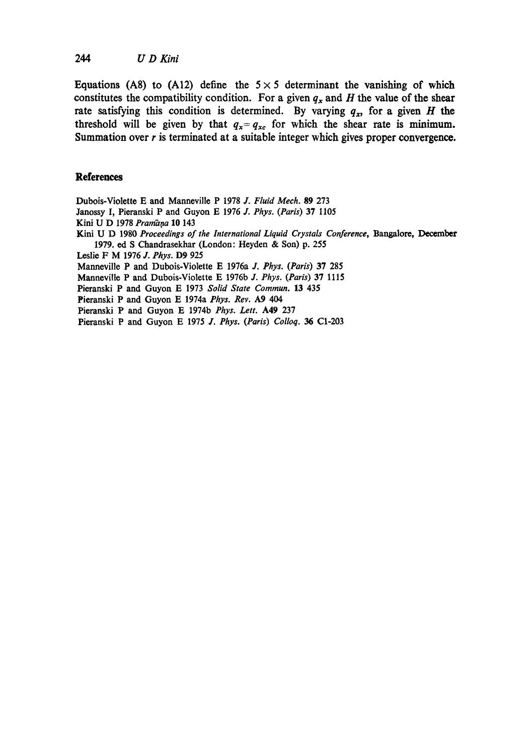Equations (A8) to (A12) define the $5 \times 5$ determinant the vanishing of which constitutes the compatibility condition. For a given $q_x$ and $H$ the value of the shear rate satisfying this condition is determined. By varying $q_x$, for a given $H$ the threshold will be given by that $q_x = q_{xc}$ for which the shear rate is minimum. Summation over $r$ is terminated at a suitable integer which gives proper convergence.

## References

Dubois-Violette E and Manneville P 1978 *J. Fluid Mech.* **89** 273

Janossy I, Pieranski P and Guyon E 1976 *J. Phys. (Paris)* **37** 1105

Kini U D 1978 *Pramāṇa* **10** 143

Kini U D 1980 *Proceedings of the International Liquid Crystals Conference*, Bangalore, December 1979. ed S Chandrasekhar (London: Heyden & Son) p. 255

Leslie F M 1976 *J. Phys.* **D9** 925

Manneville P and Dubois-Violette E 1976a *J. Phys. (Paris)* **37** 285

Manneville P and Dubois-Violette E 1976b *J. Phys. (Paris)* **37** 1115

Pieranski P and Guyon E 1973 *Solid State Commun.* **13** 435

Pieranski P and Guyon E 1974a *Phys. Rev.* **A9** 404

Pieranski P and Guyon E 1974b *Phys. Lett.* **A49** 237

Pieranski P and Guyon E 1975 *J. Phys. (Paris) Colloq.* **36** C1-203